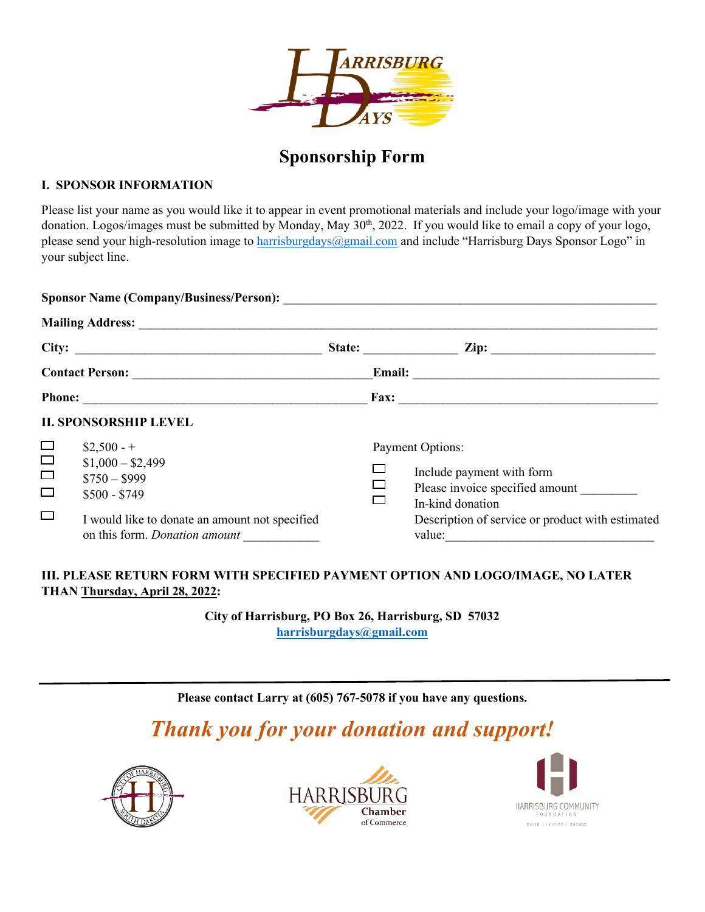# Sponsorship Form

## I. SPONSOR INFORMATION

Please list your name as you would like it to appear in event promotional materials and include your logo/image with your donation. Logos/images must be submitted by Monday, May 30th, 2022. If you would like to email a copy of your logo, please send your high-resolution image to harrisburgdays@gmail.com and include "Harrisburg Days Sponsor Logo" in your subject line.

**Sponsor Name (Company/Business/Person):** ____________________________________________

**Mailing Address:** ____________________________________________

**City:** ______________________ **State:** ____________ **Zip:** ______________________

**Contact Person:** ______________________ **Email:** ______________________

**Phone:** ______________________ **Fax:** ______________________

## II. SPONSORSHIP LEVEL

- ☐ $2,500 - +
- ☐ $1,000 – $2,499
- ☐ $750 – $999
- ☐ $500 - $749
- ☐ I would like to donate an amount not specified on this form. *Donation amount* ____________

Payment Options:

- ☐ Include payment with form
- ☐ Please invoice specified amount _________
- ☐ In-kind donation

  Description of service or product with estimated value:_________________________________

## III. PLEASE RETURN FORM WITH SPECIFIED PAYMENT OPTION AND LOGO/IMAGE, NO LATER THAN Thursday, April 28, 2022:

**City of Harrisburg, PO Box 26, Harrisburg, SD 57032**
**harrisburgdays@gmail.com**

---

**Please contact Larry at (605) 767-5078 if you have any questions.**

***Thank you for your donation and support!***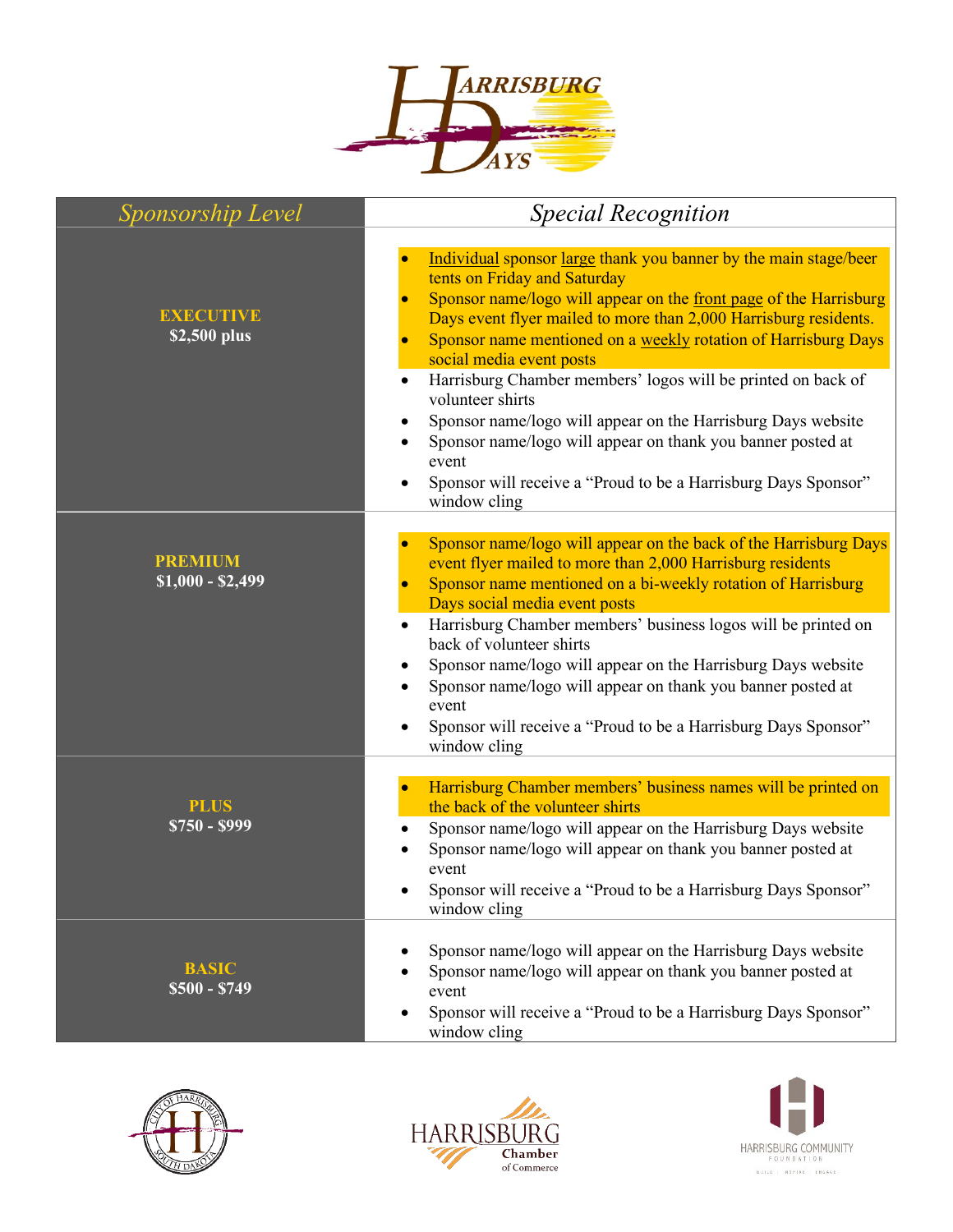# Harrisburg Days

| *Sponsorship Level* | *Special Recognition* |
|---|---|
| **EXECUTIVE**<br>**$2,500 plus** | • Individual sponsor large thank you banner by the main stage/beer tents on Friday and Saturday<br>• Sponsor name/logo will appear on the front page of the Harrisburg Days event flyer mailed to more than 2,000 Harrisburg residents.<br>• Sponsor name mentioned on a weekly rotation of Harrisburg Days social media event posts<br>• Harrisburg Chamber members' logos will be printed on back of volunteer shirts<br>• Sponsor name/logo will appear on the Harrisburg Days website<br>• Sponsor name/logo will appear on thank you banner posted at event<br>• Sponsor will receive a "Proud to be a Harrisburg Days Sponsor" window cling |
| **PREMIUM**<br>**$1,000 - $2,499** | • Sponsor name/logo will appear on the back of the Harrisburg Days event flyer mailed to more than 2,000 Harrisburg residents<br>• Sponsor name mentioned on a bi-weekly rotation of Harrisburg Days social media event posts<br>• Harrisburg Chamber members' business logos will be printed on back of volunteer shirts<br>• Sponsor name/logo will appear on the Harrisburg Days website<br>• Sponsor name/logo will appear on thank you banner posted at event<br>• Sponsor will receive a "Proud to be a Harrisburg Days Sponsor" window cling |
| **PLUS**<br>**$750 - $999** | • Harrisburg Chamber members' business names will be printed on the back of the volunteer shirts<br>• Sponsor name/logo will appear on the Harrisburg Days website<br>• Sponsor name/logo will appear on thank you banner posted at event<br>• Sponsor will receive a "Proud to be a Harrisburg Days Sponsor" window cling |
| **BASIC**<br>**$500 - $749** | • Sponsor name/logo will appear on the Harrisburg Days website<br>• Sponsor name/logo will appear on thank you banner posted at event<br>• Sponsor will receive a "Proud to be a Harrisburg Days Sponsor" window cling |

City of Harrisburg South Dakota

Harrisburg Chamber of Commerce

Harrisburg Community Foundation
BUILD | INSPIRE | ENGAGE